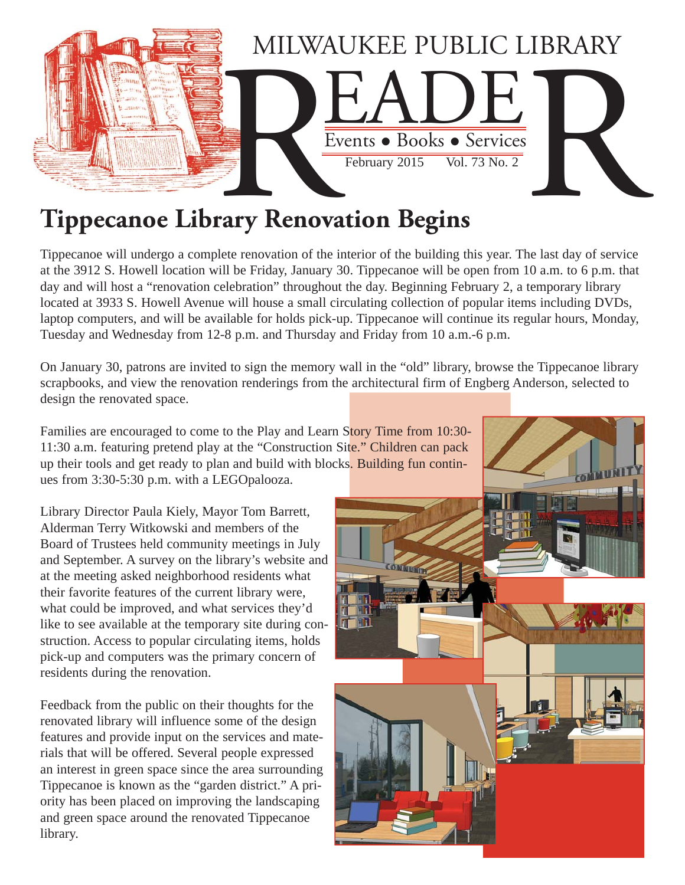# MILWAUKEE PUBLIC LIBRARY READER

Events • Books • Services

February 2015 Vol. 73 No. 2

## Tippecanoe Library Renovation Begins

Tippecanoe will undergo a complete renovation of the interior of the building this year. The last day of service at the 3912 S. Howell location will be Friday, January 30. Tippecanoe will be open from 10 a.m. to 6 p.m. that day and will host a "renovation celebration" throughout the day. Beginning February 2, a temporary library located at 3933 S. Howell Avenue will house a small circulating collection of popular items including DVDs, laptop computers, and will be available for holds pick-up. Tippecanoe will continue its regular hours, Monday, Tuesday and Wednesday from 12-8 p.m. and Thursday and Friday from 10 a.m.-6 p.m.

On January 30, patrons are invited to sign the memory wall in the "old" library, browse the Tippecanoe library scrapbooks, and view the renovation renderings from the architectural firm of Engberg Anderson, selected to design the renovated space.

Families are encouraged to come to the Play and Learn Story Time from 10:30-11:30 a.m. featuring pretend play at the "Construction Site." Children can pack up their tools and get ready to plan and build with blocks. Building fun continues from 3:30-5:30 p.m. with a LEGOpalooza.

Library Director Paula Kiely, Mayor Tom Barrett, Alderman Terry Witkowski and members of the Board of Trustees held community meetings in July and September. A survey on the library's website and at the meeting asked neighborhood residents what their favorite features of the current library were, what could be improved, and what services they'd like to see available at the temporary site during construction. Access to popular circulating items, holds pick-up and computers was the primary concern of residents during the renovation.

Feedback from the public on their thoughts for the renovated library will influence some of the design features and provide input on the services and materials that will be offered. Several people expressed an interest in green space since the area surrounding Tippecanoe is known as the "garden district." A priority has been placed on improving the landscaping and green space around the renovated Tippecanoe library.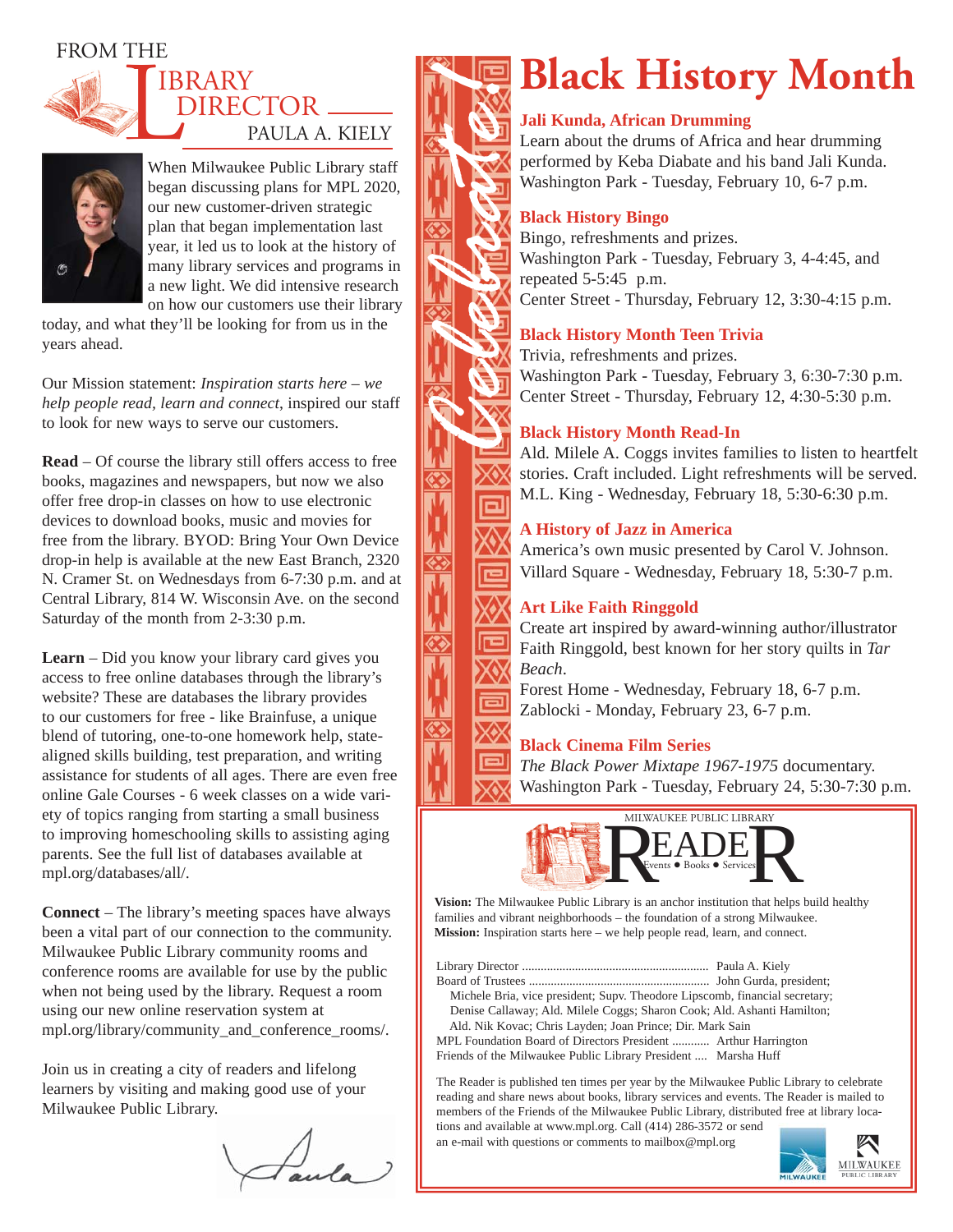# FROM THE LIBRARY DIRECTOR

PAULA A. KIELY

When Milwaukee Public Library staff began discussing plans for MPL 2020, our new customer-driven strategic plan that began implementation last year, it led us to look at the history of many library services and programs in a new light. We did intensive research on how our customers use their library today, and what they'll be looking for from us in the years ahead.

Our Mission statement: *Inspiration starts here – we help people read, learn and connect*, inspired our staff to look for new ways to serve our customers.

**Read** – Of course the library still offers access to free books, magazines and newspapers, but now we also offer free drop-in classes on how to use electronic devices to download books, music and movies for free from the library. BYOD: Bring Your Own Device drop-in help is available at the new East Branch, 2320 N. Cramer St. on Wednesdays from 6-7:30 p.m. and at Central Library, 814 W. Wisconsin Ave. on the second Saturday of the month from 2-3:30 p.m.

**Learn** – Did you know your library card gives you access to free online databases through the library's website? These are databases the library provides to our customers for free - like Brainfuse, a unique blend of tutoring, one-to-one homework help, state-aligned skills building, test preparation, and writing assistance for students of all ages. There are even free online Gale Courses - 6 week classes on a wide variety of topics ranging from starting a small business to improving homeschooling skills to assisting aging parents. See the full list of databases available at mpl.org/databases/all/.

**Connect** – The library's meeting spaces have always been a vital part of our connection to the community. Milwaukee Public Library community rooms and conference rooms are available for use by the public when not being used by the library. Request a room using our new online reservation system at mpl.org/library/community_and_conference_rooms/.

Join us in creating a city of readers and lifelong learners by visiting and making good use of your Milwaukee Public Library.

Paula

*Celebrate!*

# Black History Month

### Jali Kunda, African Drumming

Learn about the drums of Africa and hear drumming performed by Keba Diabate and his band Jali Kunda.
Washington Park - Tuesday, February 10, 6-7 p.m.

### Black History Bingo

Bingo, refreshments and prizes.
Washington Park - Tuesday, February 3, 4-4:45, and repeated 5-5:45 p.m.
Center Street - Thursday, February 12, 3:30-4:15 p.m.

### Black History Month Teen Trivia

Trivia, refreshments and prizes.
Washington Park - Tuesday, February 3, 6:30-7:30 p.m.
Center Street - Thursday, February 12, 4:30-5:30 p.m.

### Black History Month Read-In

Ald. Milele A. Coggs invites families to listen to heartfelt stories. Craft included. Light refreshments will be served.
M.L. King - Wednesday, February 18, 5:30-6:30 p.m.

### A History of Jazz in America

America's own music presented by Carol V. Johnson.
Villard Square - Wednesday, February 18, 5:30-7 p.m.

### Art Like Faith Ringgold

Create art inspired by award-winning author/illustrator Faith Ringgold, best known for her story quilts in *Tar Beach*.
Forest Home - Wednesday, February 18, 6-7 p.m.
Zablocki - Monday, February 23, 6-7 p.m.

### Black Cinema Film Series

*The Black Power Mixtape 1967-1975* documentary.
Washington Park - Tuesday, February 24, 5:30-7:30 p.m.

---

MILWAUKEE PUBLIC LIBRARY
## READER
Events • Books • Services

**Vision:** The Milwaukee Public Library is an anchor institution that helps build healthy families and vibrant neighborhoods – the foundation of a strong Milwaukee.
**Mission:** Inspiration starts here – we help people read, learn, and connect.

Library Director .......... Paula A. Kiely
Board of Trustees .......... John Gurda, president;
Michele Bria, vice president; Supv. Theodore Lipscomb, financial secretary; Denise Callaway; Ald. Milele Coggs; Sharon Cook; Ald. Ashanti Hamilton; Ald. Nik Kovac; Chris Layden; Joan Prince; Dir. Mark Sain
MPL Foundation Board of Directors President .......... Arthur Harrington
Friends of the Milwaukee Public Library President .... Marsha Huff

The Reader is published ten times per year by the Milwaukee Public Library to celebrate reading and share news about books, library services and events. The Reader is mailed to members of the Friends of the Milwaukee Public Library, distributed free at library locations and available at www.mpl.org. Call (414) 286-3572 or send an e-mail with questions or comments to mailbox@mpl.org

MILWAUKEE PUBLIC LIBRARY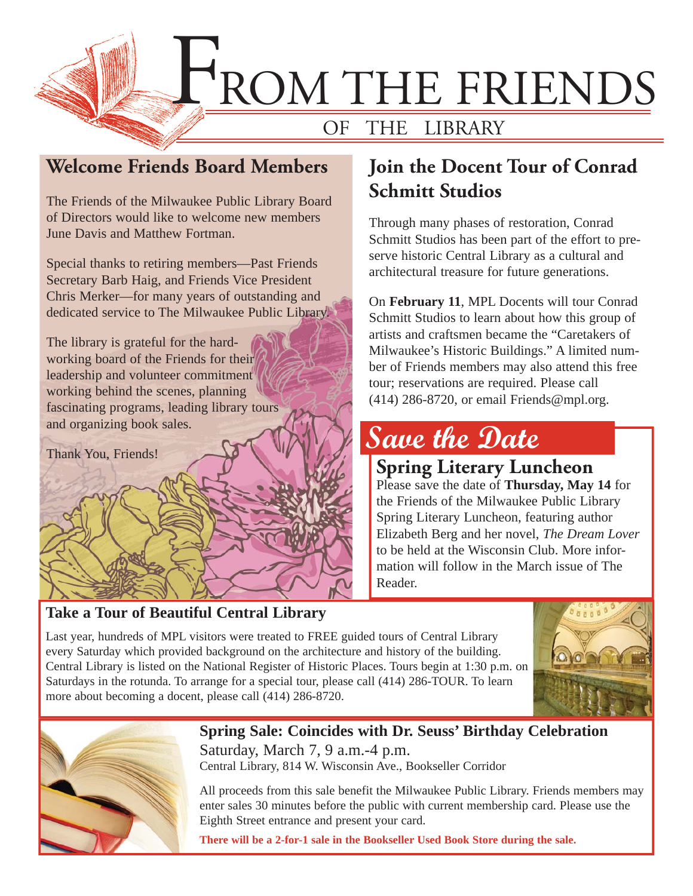# FROM THE FRIENDS OF THE LIBRARY

## Welcome Friends Board Members

The Friends of the Milwaukee Public Library Board of Directors would like to welcome new members June Davis and Matthew Fortman.

Special thanks to retiring members—Past Friends Secretary Barb Haig, and Friends Vice President Chris Merker—for many years of outstanding and dedicated service to The Milwaukee Public Library.

The library is grateful for the hard-working board of the Friends for their leadership and volunteer commitment working behind the scenes, planning fascinating programs, leading library tours and organizing book sales.

Thank You, Friends!

## Join the Docent Tour of Conrad Schmitt Studios

Through many phases of restoration, Conrad Schmitt Studios has been part of the effort to preserve historic Central Library as a cultural and architectural treasure for future generations.

On **February 11**, MPL Docents will tour Conrad Schmitt Studios to learn about how this group of artists and craftsmen became the "Caretakers of Milwaukee's Historic Buildings." A limited number of Friends members may also attend this free tour; reservations are required. Please call (414) 286-8720, or email Friends@mpl.org.

## Save the Date

### Spring Literary Luncheon

Please save the date of **Thursday, May 14** for the Friends of the Milwaukee Public Library Spring Literary Luncheon, featuring author Elizabeth Berg and her novel, *The Dream Lover* to be held at the Wisconsin Club. More information will follow in the March issue of The Reader.

## Take a Tour of Beautiful Central Library

Last year, hundreds of MPL visitors were treated to FREE guided tours of Central Library every Saturday which provided background on the architecture and history of the building. Central Library is listed on the National Register of Historic Places. Tours begin at 1:30 p.m. on Saturdays in the rotunda. To arrange for a special tour, please call (414) 286-TOUR. To learn more about becoming a docent, please call (414) 286-8720.

## Spring Sale: Coincides with Dr. Seuss' Birthday Celebration

Saturday, March 7, 9 a.m.-4 p.m.

Central Library, 814 W. Wisconsin Ave., Bookseller Corridor

All proceeds from this sale benefit the Milwaukee Public Library. Friends members may enter sales 30 minutes before the public with current membership card. Please use the Eighth Street entrance and present your card.

**There will be a 2-for-1 sale in the Bookseller Used Book Store during the sale.**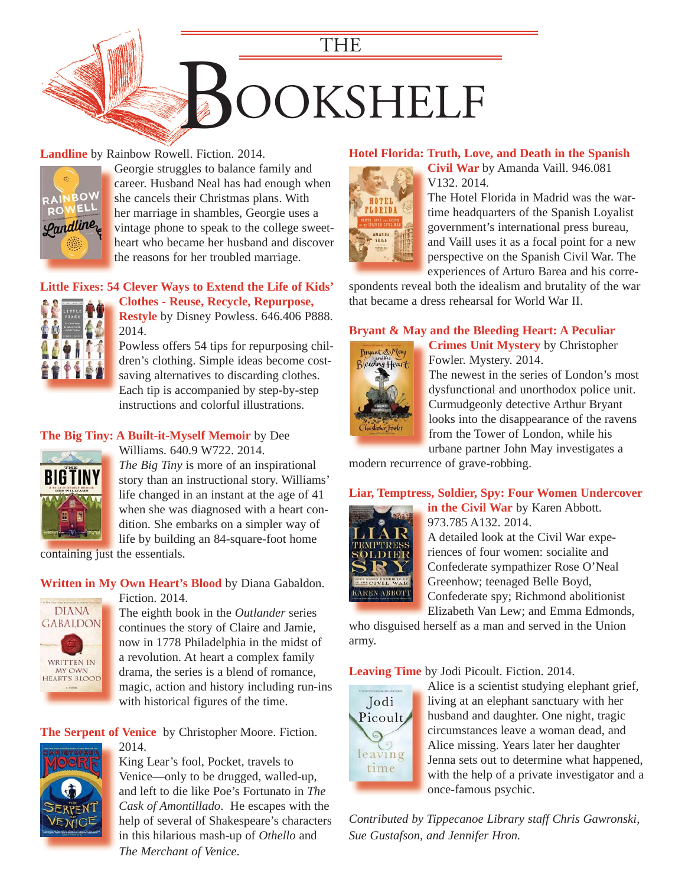# THE BOOKSHELF

**Landline** by Rainbow Rowell. Fiction. 2014.
Georgie struggles to balance family and career. Husband Neal has had enough when she cancels their Christmas plans. With her marriage in shambles, Georgie uses a vintage phone to speak to the college sweetheart who became her husband and discover the reasons for her troubled marriage.

**Little Fixes: 54 Clever Ways to Extend the Life of Kids' Clothes - Reuse, Recycle, Repurpose, Restyle** by Disney Powless. 646.406 P888. 2014.
Powless offers 54 tips for repurposing children's clothing. Simple ideas become cost-saving alternatives to discarding clothes. Each tip is accompanied by step-by-step instructions and colorful illustrations.

**The Big Tiny: A Built-it-Myself Memoir** by Dee Williams. 640.9 W722. 2014.
*The Big Tiny* is more of an inspirational story than an instructional story. Williams' life changed in an instant at the age of 41 when she was diagnosed with a heart condition. She embarks on a simpler way of life by building an 84-square-foot home containing just the essentials.

**Written in My Own Heart's Blood** by Diana Gabaldon. Fiction. 2014.
The eighth book in the *Outlander* series continues the story of Claire and Jamie, now in 1778 Philadelphia in the midst of a revolution. At heart a complex family drama, the series is a blend of romance, magic, action and history including run-ins with historical figures of the time.

**The Serpent of Venice** by Christopher Moore. Fiction. 2014.
King Lear's fool, Pocket, travels to Venice—only to be drugged, walled-up, and left to die like Poe's Fortunato in *The Cask of Amontillado*. He escapes with the help of several of Shakespeare's characters in this hilarious mash-up of *Othello* and *The Merchant of Venice*.

**Hotel Florida: Truth, Love, and Death in the Spanish Civil War** by Amanda Vaill. 946.081 V132. 2014.
The Hotel Florida in Madrid was the wartime headquarters of the Spanish Loyalist government's international press bureau, and Vaill uses it as a focal point for a new perspective on the Spanish Civil War. The experiences of Arturo Barea and his correspondents reveal both the idealism and brutality of the war that became a dress rehearsal for World War II.

**Bryant & May and the Bleeding Heart: A Peculiar Crimes Unit Mystery** by Christopher Fowler. Mystery. 2014.
The newest in the series of London's most dysfunctional and unorthodox police unit. Curmudgeonly detective Arthur Bryant looks into the disappearance of the ravens from the Tower of London, while his urbane partner John May investigates a modern recurrence of grave-robbing.

**Liar, Temptress, Soldier, Spy: Four Women Undercover in the Civil War** by Karen Abbott. 973.785 A132. 2014.
A detailed look at the Civil War experiences of four women: socialite and Confederate sympathizer Rose O'Neal Greenhow; teenaged Belle Boyd, Confederate spy; Richmond abolitionist Elizabeth Van Lew; and Emma Edmonds, who disguised herself as a man and served in the Union army.

**Leaving Time** by Jodi Picoult. Fiction. 2014.
Alice is a scientist studying elephant grief, living at an elephant sanctuary with her husband and daughter. One night, tragic circumstances leave a woman dead, and Alice missing. Years later her daughter Jenna sets out to determine what happened, with the help of a private investigator and a once-famous psychic.

*Contributed by Tippecanoe Library staff Chris Gawronski, Sue Gustafson, and Jennifer Hron.*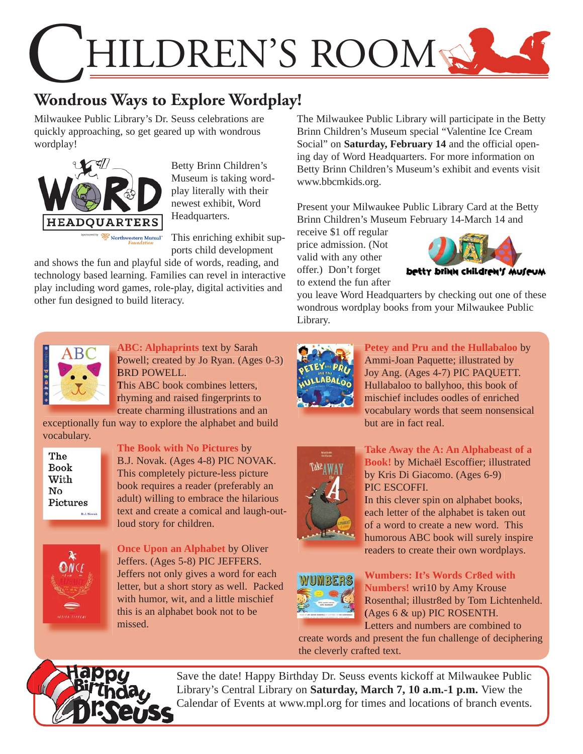# Children's Room

## Wondrous Ways to Explore Wordplay!

Milwaukee Public Library's Dr. Seuss celebrations are quickly approaching, so get geared up with wondrous wordplay!

Betty Brinn Children's Museum is taking wordplay literally with their newest exhibit, Word Headquarters.

This enriching exhibit supports child development and shows the fun and playful side of words, reading, and technology based learning. Families can revel in interactive play including word games, role-play, digital activities and other fun designed to build literacy.

The Milwaukee Public Library will participate in the Betty Brinn Children's Museum special "Valentine Ice Cream Social" on **Saturday, February 14** and the official opening day of Word Headquarters. For more information on Betty Brinn Children's Museum's exhibit and events visit www.bbcmkids.org.

Present your Milwaukee Public Library Card at the Betty Brinn Children's Museum February 14-March 14 and receive $1 off regular price admission. (Not valid with any other offer.) Don't forget to extend the fun after you leave Word Headquarters by checking out one of these wondrous wordplay books from your Milwaukee Public Library.

**ABC: Alphaprints** text by Sarah Powell; created by Jo Ryan. (Ages 0-3) BRD POWELL.
This ABC book combines letters, rhyming and raised fingerprints to create charming illustrations and an exceptionally fun way to explore the alphabet and build vocabulary.

**The Book with No Pictures** by B.J. Novak. (Ages 4-8) PIC NOVAK.
This completely picture-less picture book requires a reader (preferably an adult) willing to embrace the hilarious text and create a comical and laugh-out-loud story for children.

**Once Upon an Alphabet** by Oliver Jeffers. (Ages 5-8) PIC JEFFERS.
Jeffers not only gives a word for each letter, but a short story as well. Packed with humor, wit, and a little mischief this is an alphabet book not to be missed.

**Petey and Pru and the Hullabaloo** by Ammi-Joan Paquette; illustrated by Joy Ang. (Ages 4-7) PIC PAQUETT.
Hullabaloo to ballyhoo, this book of mischief includes oodles of enriched vocabulary words that seem nonsensical but are in fact real.

**Take Away the A: An Alphabeast of a Book!** by Michaël Escoffier; illustrated by Kris Di Giacomo. (Ages 6-9) PIC ESCOFFI.
In this clever spin on alphabet books, each letter of the alphabet is taken out of a word to create a new word. This humorous ABC book will surely inspire readers to create their own wordplays.

**Wumbers: It's Words Cr8ed with Numbers!** wri10 by Amy Krouse Rosenthal; illustr8ed by Tom Lichtenheld. (Ages 6 & up) PIC ROSENTH.
Letters and numbers are combined to create words and present the fun challenge of deciphering the cleverly crafted text.

Save the date! Happy Birthday Dr. Seuss events kickoff at Milwaukee Public Library's Central Library on **Saturday, March 7, 10 a.m.-1 p.m.** View the Calendar of Events at www.mpl.org for times and locations of branch events.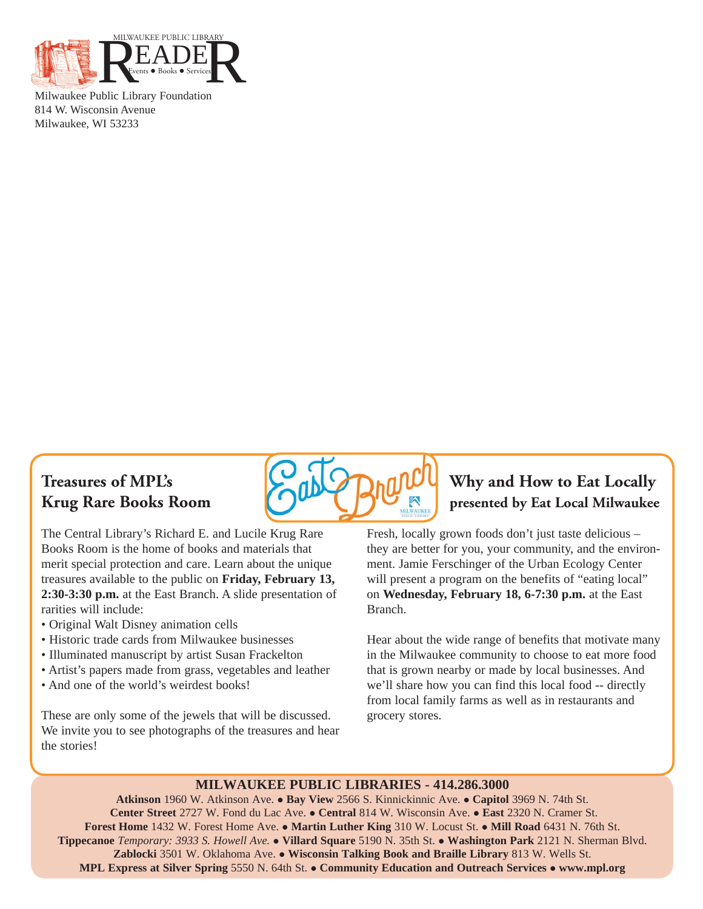MILWAUKEE PUBLIC LIBRARY

# READER

Events ● Books ● Services

Milwaukee Public Library Foundation
814 W. Wisconsin Avenue
Milwaukee, WI 53233

East Branch

## Treasures of MPL's Krug Rare Books Room

The Central Library's Richard E. and Lucile Krug Rare Books Room is the home of books and materials that merit special protection and care. Learn about the unique treasures available to the public on **Friday, February 13, 2:30-3:30 p.m.** at the East Branch. A slide presentation of rarities will include:

- Original Walt Disney animation cells
- Historic trade cards from Milwaukee businesses
- Illuminated manuscript by artist Susan Frackelton
- Artist's papers made from grass, vegetables and leather
- And one of the world's weirdest books!

These are only some of the jewels that will be discussed. We invite you to see photographs of the treasures and hear the stories!

## Why and How to Eat Locally presented by Eat Local Milwaukee

Fresh, locally grown foods don't just taste delicious – they are better for you, your community, and the environment. Jamie Ferschinger of the Urban Ecology Center will present a program on the benefits of "eating local" on **Wednesday, February 18, 6-7:30 p.m.** at the East Branch.

Hear about the wide range of benefits that motivate many in the Milwaukee community to choose to eat more food that is grown nearby or made by local businesses. And we'll share how you can find this local food -- directly from local family farms as well as in restaurants and grocery stores.

**MILWAUKEE PUBLIC LIBRARIES - 414.286.3000**

**Atkinson** 1960 W. Atkinson Ave. ● **Bay View** 2566 S. Kinnickinnic Ave. ● **Capitol** 3969 N. 74th St.
**Center Street** 2727 W. Fond du Lac Ave. ● **Central** 814 W. Wisconsin Ave. ● **East** 2320 N. Cramer St.
**Forest Home** 1432 W. Forest Home Ave. ● **Martin Luther King** 310 W. Locust St. ● **Mill Road** 6431 N. 76th St.
**Tippecanoe** *Temporary: 3933 S. Howell Ave.* ● **Villard Square** 5190 N. 35th St. ● **Washington Park** 2121 N. Sherman Blvd.
**Zablocki** 3501 W. Oklahoma Ave. ● **Wisconsin Talking Book and Braille Library** 813 W. Wells St.
**MPL Express at Silver Spring** 5550 N. 64th St. ● **Community Education and Outreach Services** ● **www.mpl.org**